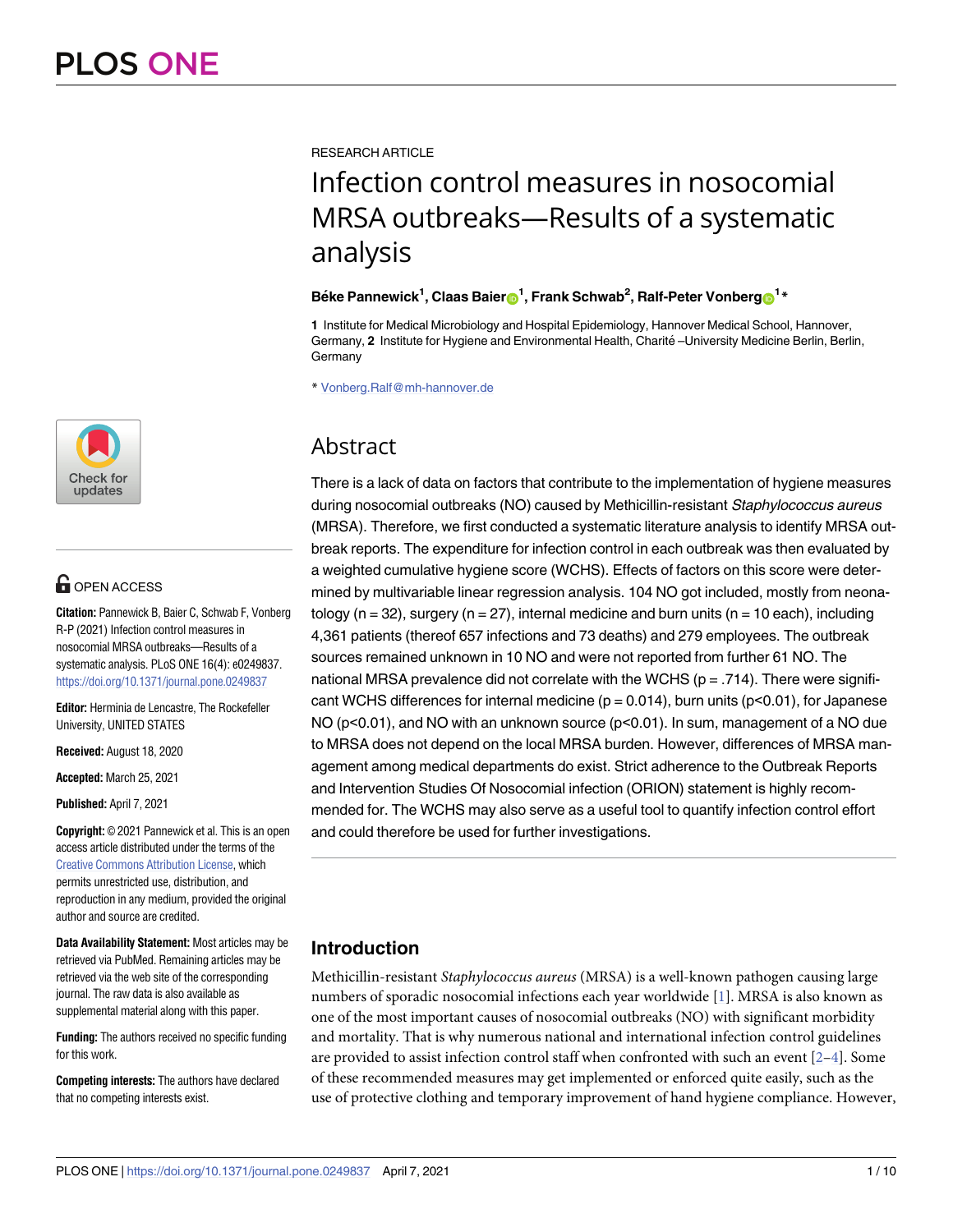RESEARCH ARTICLE

# Infection control measures in nosocomial MRSA outbreaks—Results of a systematic analysis

**Béke Pannewick[1], Claas Baier[1], Frank Schwab[2], Ralf-Peter Vonberg[1]***

**1** Institute for Medical Microbiology and Hospital Epidemiology, Hannover Medical School, Hannover, Germany, **2** Institute for Hygiene and Environmental Health, Charité –University Medicine Berlin, Berlin, Germany

* Vonberg.Ralf@mh-hannover.de

OPEN ACCESS

**Citation:** Pannewick B, Baier C, Schwab F, Vonberg R-P (2021) Infection control measures in nosocomial MRSA outbreaks—Results of a systematic analysis. PLoS ONE 16(4): e0249837. https://doi.org/10.1371/journal.pone.0249837

**Editor:** Herminia de Lencastre, The Rockefeller University, UNITED STATES

**Received:** August 18, 2020

**Accepted:** March 25, 2021

**Published:** April 7, 2021

**Copyright:** © 2021 Pannewick et al. This is an open access article distributed under the terms of the Creative Commons Attribution License, which permits unrestricted use, distribution, and reproduction in any medium, provided the original author and source are credited.

**Data Availability Statement:** Most articles may be retrieved via PubMed. Remaining articles may be retrieved via the web site of the corresponding journal. The raw data is also available as supplemental material along with this paper.

**Funding:** The authors received no specific funding for this work.

**Competing interests:** The authors have declared that no competing interests exist.

## Abstract

There is a lack of data on factors that contribute to the implementation of hygiene measures during nosocomial outbreaks (NO) caused by Methicillin-resistant *Staphylococcus aureus* (MRSA). Therefore, we first conducted a systematic literature analysis to identify MRSA outbreak reports. The expenditure for infection control in each outbreak was then evaluated by a weighted cumulative hygiene score (WCHS). Effects of factors on this score were determined by multivariable linear regression analysis. 104 NO got included, mostly from neonatology (n = 32), surgery (n = 27), internal medicine and burn units (n = 10 each), including 4,361 patients (thereof 657 infections and 73 deaths) and 279 employees. The outbreak sources remained unknown in 10 NO and were not reported from further 61 NO. The national MRSA prevalence did not correlate with the WCHS (p = .714). There were significant WCHS differences for internal medicine (p = 0.014), burn units (p<0.01), for Japanese NO (p<0.01), and NO with an unknown source (p<0.01). In sum, management of a NO due to MRSA does not depend on the local MRSA burden. However, differences of MRSA management among medical departments do exist. Strict adherence to the Outbreak Reports and Intervention Studies Of Nosocomial infection (ORION) statement is highly recommended for. The WCHS may also serve as a useful tool to quantify infection control effort and could therefore be used for further investigations.

## Introduction

Methicillin-resistant *Staphylococcus aureus* (MRSA) is a well-known pathogen causing large numbers of sporadic nosocomial infections each year worldwide [1]. MRSA is also known as one of the most important causes of nosocomial outbreaks (NO) with significant morbidity and mortality. That is why numerous national and international infection control guidelines are provided to assist infection control staff when confronted with such an event [2–4]. Some of these recommended measures may get implemented or enforced quite easily, such as the use of protective clothing and temporary improvement of hand hygiene compliance. However,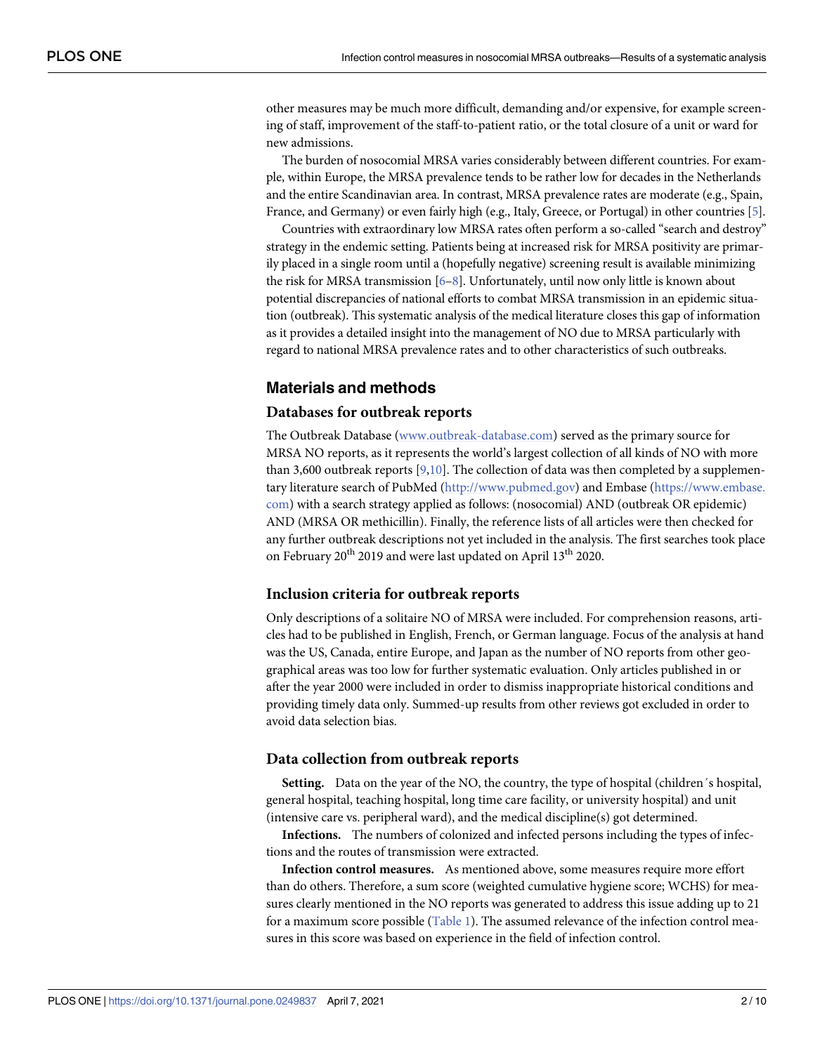other measures may be much more difficult, demanding and/or expensive, for example screening of staff, improvement of the staff-to-patient ratio, or the total closure of a unit or ward for new admissions.

The burden of nosocomial MRSA varies considerably between different countries. For example, within Europe, the MRSA prevalence tends to be rather low for decades in the Netherlands and the entire Scandinavian area. In contrast, MRSA prevalence rates are moderate (e.g., Spain, France, and Germany) or even fairly high (e.g., Italy, Greece, or Portugal) in other countries [5].

Countries with extraordinary low MRSA rates often perform a so-called "search and destroy" strategy in the endemic setting. Patients being at increased risk for MRSA positivity are primarily placed in a single room until a (hopefully negative) screening result is available minimizing the risk for MRSA transmission [6–8]. Unfortunately, until now only little is known about potential discrepancies of national efforts to combat MRSA transmission in an epidemic situation (outbreak). This systematic analysis of the medical literature closes this gap of information as it provides a detailed insight into the management of NO due to MRSA particularly with regard to national MRSA prevalence rates and to other characteristics of such outbreaks.

## Materials and methods

### Databases for outbreak reports

The Outbreak Database (www.outbreak-database.com) served as the primary source for MRSA NO reports, as it represents the world's largest collection of all kinds of NO with more than 3,600 outbreak reports [9,10]. The collection of data was then completed by a supplementary literature search of PubMed (http://www.pubmed.gov) and Embase (https://www.embase.com) with a search strategy applied as follows: (nosocomial) AND (outbreak OR epidemic) AND (MRSA OR methicillin). Finally, the reference lists of all articles were then checked for any further outbreak descriptions not yet included in the analysis. The first searches took place on February 20th 2019 and were last updated on April 13th 2020.

### Inclusion criteria for outbreak reports

Only descriptions of a solitaire NO of MRSA were included. For comprehension reasons, articles had to be published in English, French, or German language. Focus of the analysis at hand was the US, Canada, entire Europe, and Japan as the number of NO reports from other geographical areas was too low for further systematic evaluation. Only articles published in or after the year 2000 were included in order to dismiss inappropriate historical conditions and providing timely data only. Summed-up results from other reviews got excluded in order to avoid data selection bias.

### Data collection from outbreak reports

**Setting.** Data on the year of the NO, the country, the type of hospital (children´s hospital, general hospital, teaching hospital, long time care facility, or university hospital) and unit (intensive care vs. peripheral ward), and the medical discipline(s) got determined.

**Infections.** The numbers of colonized and infected persons including the types of infections and the routes of transmission were extracted.

**Infection control measures.** As mentioned above, some measures require more effort than do others. Therefore, a sum score (weighted cumulative hygiene score; WCHS) for measures clearly mentioned in the NO reports was generated to address this issue adding up to 21 for a maximum score possible (Table 1). The assumed relevance of the infection control measures in this score was based on experience in the field of infection control.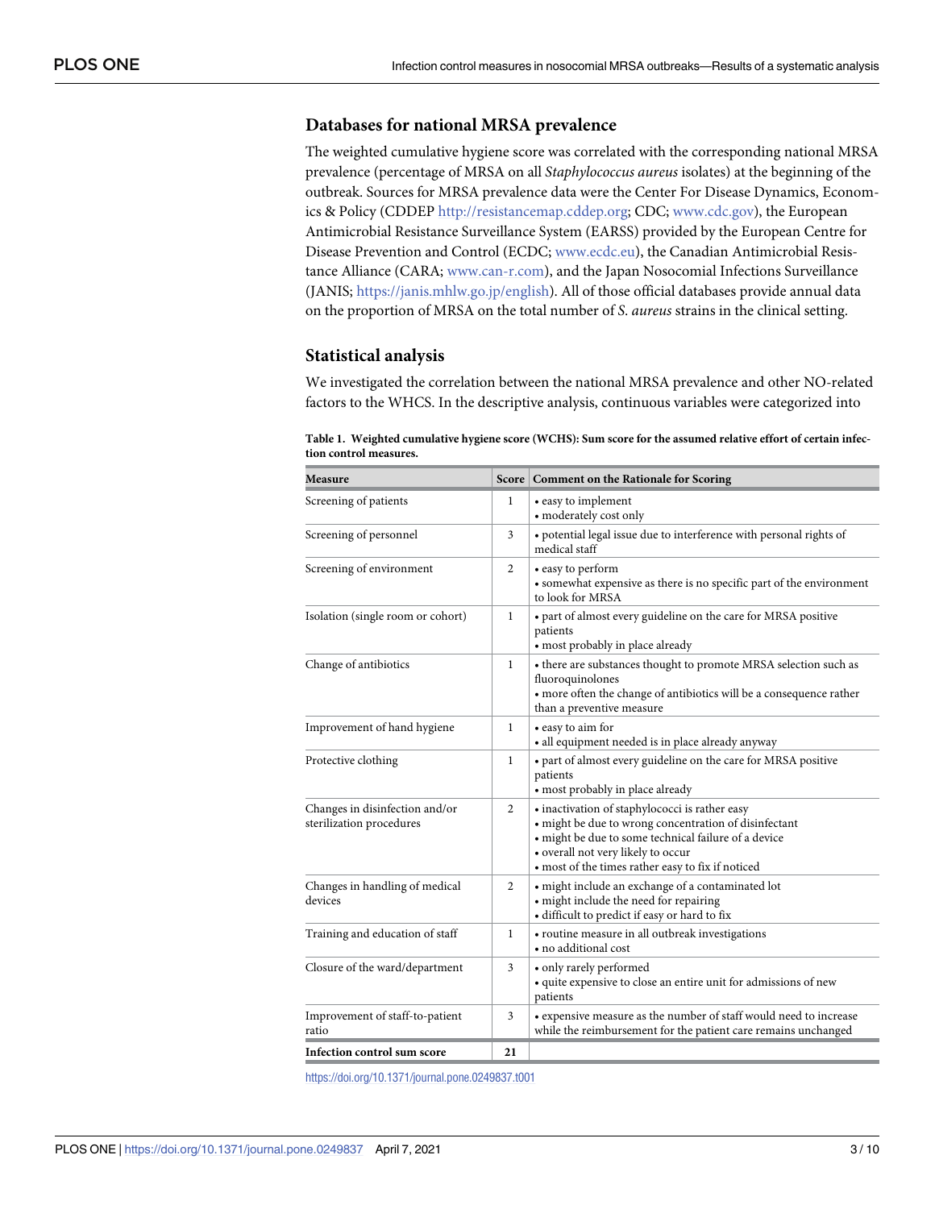## Databases for national MRSA prevalence

The weighted cumulative hygiene score was correlated with the corresponding national MRSA prevalence (percentage of MRSA on all *Staphylococcus aureus* isolates) at the beginning of the outbreak. Sources for MRSA prevalence data were the Center For Disease Dynamics, Economics & Policy (CDDEP http://resistancemap.cddep.org; CDC; www.cdc.gov), the European Antimicrobial Resistance Surveillance System (EARSS) provided by the European Centre for Disease Prevention and Control (ECDC; www.ecdc.eu), the Canadian Antimicrobial Resistance Alliance (CARA; www.can-r.com), and the Japan Nosocomial Infections Surveillance (JANIS; https://janis.mhlw.go.jp/english). All of those official databases provide annual data on the proportion of MRSA on the total number of *S. aureus* strains in the clinical setting.

## Statistical analysis

We investigated the correlation between the national MRSA prevalence and other NO-related factors to the WHCS. In the descriptive analysis, continuous variables were categorized into

**Table 1. Weighted cumulative hygiene score (WCHS): Sum score for the assumed relative effort of certain infection control measures.**

| Measure | Score | Comment on the Rationale for Scoring |
|---|---|---|
| Screening of patients | 1 | • easy to implement<br>• moderately cost only |
| Screening of personnel | 3 | • potential legal issue due to interference with personal rights of medical staff |
| Screening of environment | 2 | • easy to perform<br>• somewhat expensive as there is no specific part of the environment to look for MRSA |
| Isolation (single room or cohort) | 1 | • part of almost every guideline on the care for MRSA positive patients<br>• most probably in place already |
| Change of antibiotics | 1 | • there are substances thought to promote MRSA selection such as fluoroquinolones<br>• more often the change of antibiotics will be a consequence rather than a preventive measure |
| Improvement of hand hygiene | 1 | • easy to aim for<br>• all equipment needed is in place already anyway |
| Protective clothing | 1 | • part of almost every guideline on the care for MRSA positive patients<br>• most probably in place already |
| Changes in disinfection and/or sterilization procedures | 2 | • inactivation of staphylococci is rather easy<br>• might be due to wrong concentration of disinfectant<br>• might be due to some technical failure of a device<br>• overall not very likely to occur<br>• most of the times rather easy to fix if noticed |
| Changes in handling of medical devices | 2 | • might include an exchange of a contaminated lot<br>• might include the need for repairing<br>• difficult to predict if easy or hard to fix |
| Training and education of staff | 1 | • routine measure in all outbreak investigations<br>• no additional cost |
| Closure of the ward/department | 3 | • only rarely performed<br>• quite expensive to close an entire unit for admissions of new patients |
| Improvement of staff-to-patient ratio | 3 | • expensive measure as the number of staff would need to increase while the reimbursement for the patient care remains unchanged |
| **Infection control sum score** | **21** | |

https://doi.org/10.1371/journal.pone.0249837.t001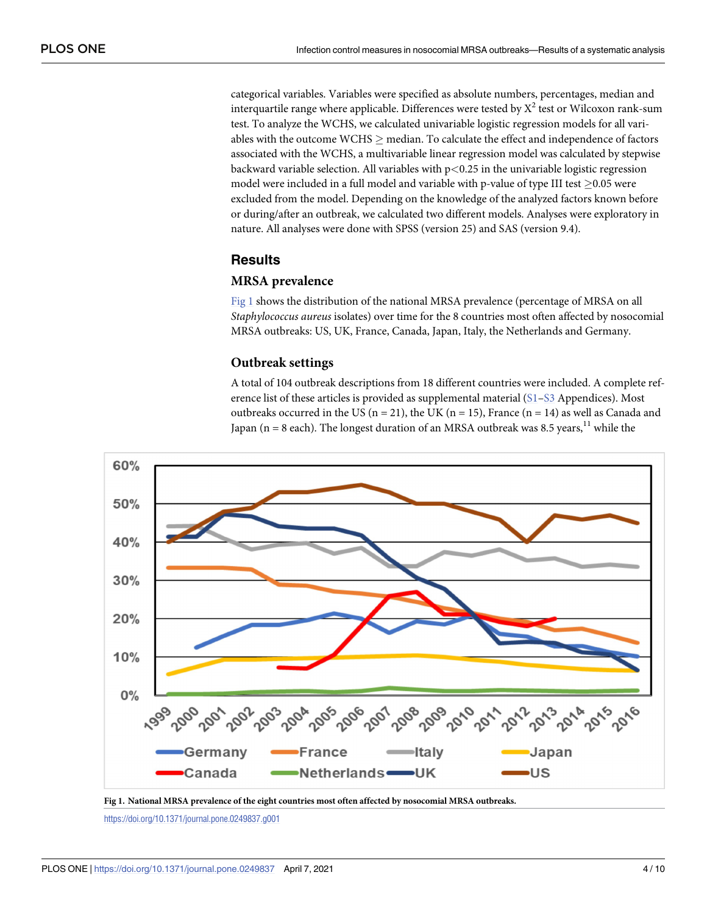categorical variables. Variables were specified as absolute numbers, percentages, median and interquartile range where applicable. Differences were tested by $X^2$ test or Wilcoxon rank-sum test. To analyze the WCHS, we calculated univariable logistic regression models for all variables with the outcome WCHS $\geq$ median. To calculate the effect and independence of factors associated with the WCHS, a multivariable linear regression model was calculated by stepwise backward variable selection. All variables with $p<0.25$ in the univariable logistic regression model were included in a full model and variable with p-value of type III test $\geq$0.05 were excluded from the model. Depending on the knowledge of the analyzed factors known before or during/after an outbreak, we calculated two different models. Analyses were exploratory in nature. All analyses were done with SPSS (version 25) and SAS (version 9.4).

## Results

### MRSA prevalence

Fig 1 shows the distribution of the national MRSA prevalence (percentage of MRSA on all *Staphylococcus aureus* isolates) over time for the 8 countries most often affected by nosocomial MRSA outbreaks: US, UK, France, Canada, Japan, Italy, the Netherlands and Germany.

### Outbreak settings

A total of 104 outbreak descriptions from 18 different countries were included. A complete reference list of these articles is provided as supplemental material (S1–S3 Appendices). Most outbreaks occurred in the US (n = 21), the UK (n = 15), France (n = 14) as well as Canada and Japan (n = 8 each). The longest duration of an MRSA outbreak was 8.5 years,[11] while the

**Fig 1. National MRSA prevalence of the eight countries most often affected by nosocomial MRSA outbreaks.**

https://doi.org/10.1371/journal.pone.0249837.g001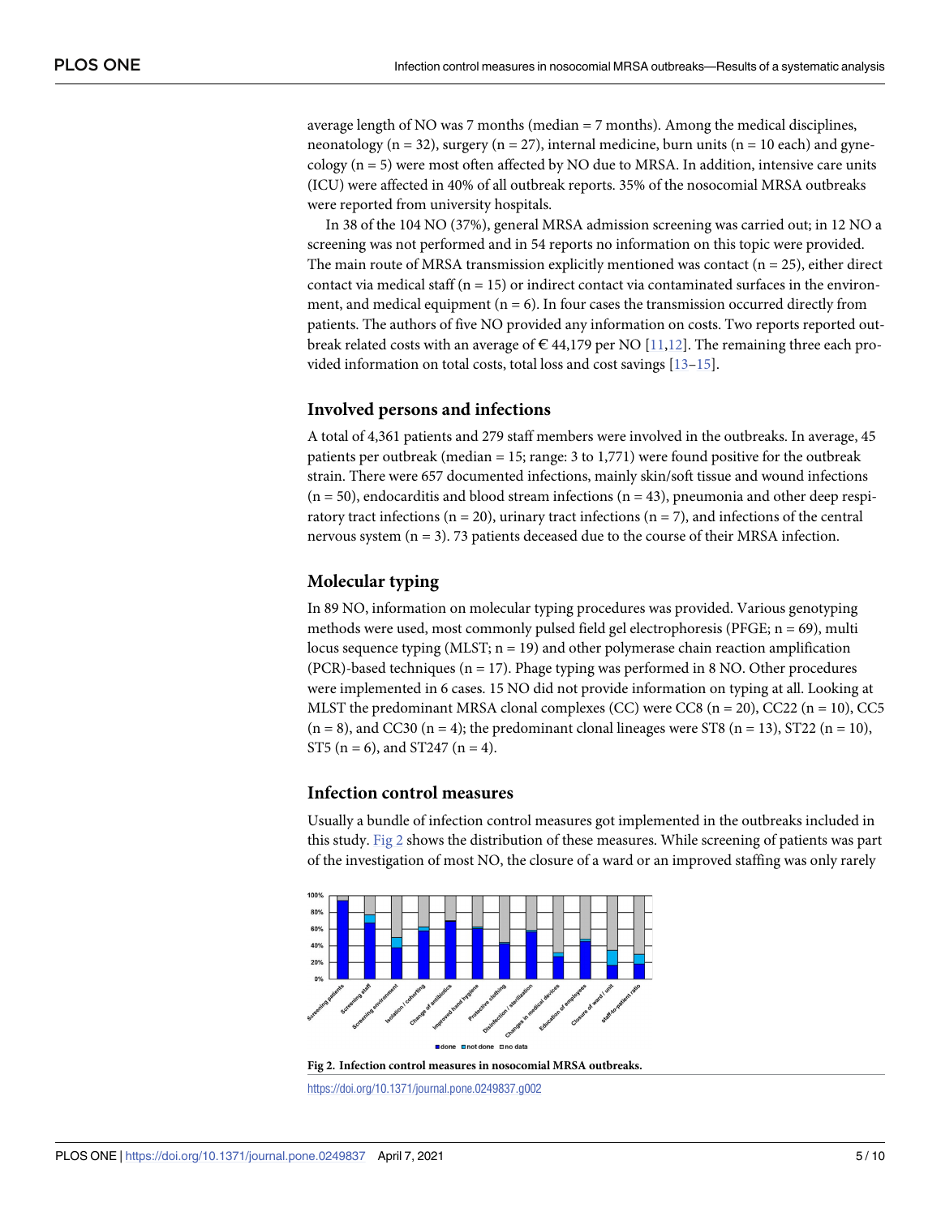average length of NO was 7 months (median = 7 months). Among the medical disciplines, neonatology (n = 32), surgery (n = 27), internal medicine, burn units (n = 10 each) and gynecology (n = 5) were most often affected by NO due to MRSA. In addition, intensive care units (ICU) were affected in 40% of all outbreak reports. 35% of the nosocomial MRSA outbreaks were reported from university hospitals.

In 38 of the 104 NO (37%), general MRSA admission screening was carried out; in 12 NO a screening was not performed and in 54 reports no information on this topic were provided. The main route of MRSA transmission explicitly mentioned was contact (n = 25), either direct contact via medical staff (n = 15) or indirect contact via contaminated surfaces in the environment, and medical equipment (n = 6). In four cases the transmission occurred directly from patients. The authors of five NO provided any information on costs. Two reports reported outbreak related costs with an average of € 44,179 per NO [11,12]. The remaining three each provided information on total costs, total loss and cost savings [13–15].

### Involved persons and infections

A total of 4,361 patients and 279 staff members were involved in the outbreaks. In average, 45 patients per outbreak (median = 15; range: 3 to 1,771) were found positive for the outbreak strain. There were 657 documented infections, mainly skin/soft tissue and wound infections (n = 50), endocarditis and blood stream infections (n = 43), pneumonia and other deep respiratory tract infections (n = 20), urinary tract infections (n = 7), and infections of the central nervous system (n = 3). 73 patients deceased due to the course of their MRSA infection.

### Molecular typing

In 89 NO, information on molecular typing procedures was provided. Various genotyping methods were used, most commonly pulsed field gel electrophoresis (PFGE; n = 69), multi locus sequence typing (MLST; n = 19) and other polymerase chain reaction amplification (PCR)-based techniques (n = 17). Phage typing was performed in 8 NO. Other procedures were implemented in 6 cases. 15 NO did not provide information on typing at all. Looking at MLST the predominant MRSA clonal complexes (CC) were CC8 (n = 20), CC22 (n = 10), CC5 (n = 8), and CC30 (n = 4); the predominant clonal lineages were ST8 (n = 13), ST22 (n = 10), ST5 (n = 6), and ST247 (n = 4).

### Infection control measures

Usually a bundle of infection control measures got implemented in the outbreaks included in this study. Fig 2 shows the distribution of these measures. While screening of patients was part of the investigation of most NO, the closure of a ward or an improved staffing was only rarely

**Fig 2. Infection control measures in nosocomial MRSA outbreaks.**

https://doi.org/10.1371/journal.pone.0249837.g002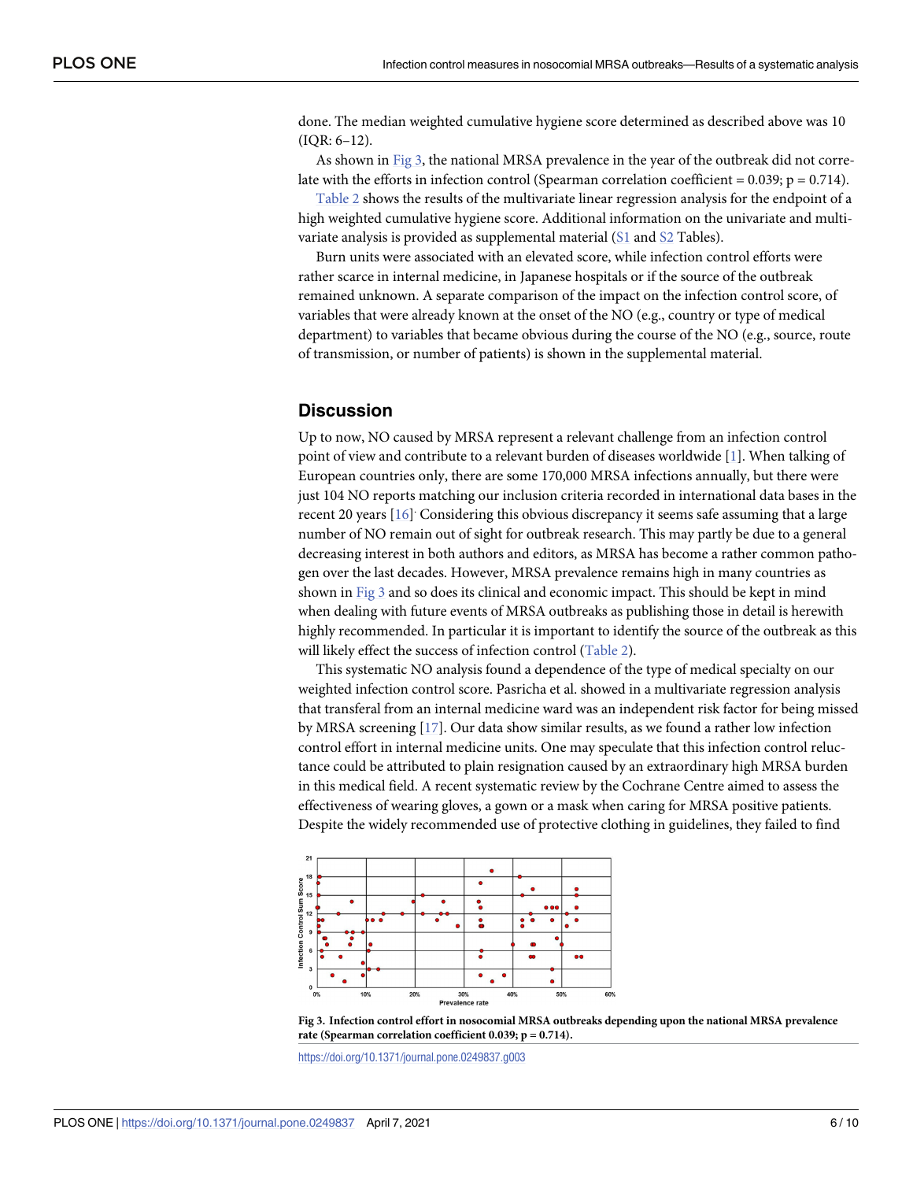done. The median weighted cumulative hygiene score determined as described above was 10 (IQR: 6–12).

As shown in Fig 3, the national MRSA prevalence in the year of the outbreak did not correlate with the efforts in infection control (Spearman correlation coefficient = 0.039; p = 0.714).

Table 2 shows the results of the multivariate linear regression analysis for the endpoint of a high weighted cumulative hygiene score. Additional information on the univariate and multivariate analysis is provided as supplemental material (S1 and S2 Tables).

Burn units were associated with an elevated score, while infection control efforts were rather scarce in internal medicine, in Japanese hospitals or if the source of the outbreak remained unknown. A separate comparison of the impact on the infection control score, of variables that were already known at the onset of the NO (e.g., country or type of medical department) to variables that became obvious during the course of the NO (e.g., source, route of transmission, or number of patients) is shown in the supplemental material.

## Discussion

Up to now, NO caused by MRSA represent a relevant challenge from an infection control point of view and contribute to a relevant burden of diseases worldwide [1]. When talking of European countries only, there are some 170,000 MRSA infections annually, but there were just 104 NO reports matching our inclusion criteria recorded in international data bases in the recent 20 years [16]. Considering this obvious discrepancy it seems safe assuming that a large number of NO remain out of sight for outbreak research. This may partly be due to a general decreasing interest in both authors and editors, as MRSA has become a rather common pathogen over the last decades. However, MRSA prevalence remains high in many countries as shown in Fig 3 and so does its clinical and economic impact. This should be kept in mind when dealing with future events of MRSA outbreaks as publishing those in detail is herewith highly recommended. In particular it is important to identify the source of the outbreak as this will likely effect the success of infection control (Table 2).

This systematic NO analysis found a dependence of the type of medical specialty on our weighted infection control score. Pasricha et al. showed in a multivariate regression analysis that transferal from an internal medicine ward was an independent risk factor for being missed by MRSA screening [17]. Our data show similar results, as we found a rather low infection control effort in internal medicine units. One may speculate that this infection control reluctance could be attributed to plain resignation caused by an extraordinary high MRSA burden in this medical field. A recent systematic review by the Cochrane Centre aimed to assess the effectiveness of wearing gloves, a gown or a mask when caring for MRSA positive patients. Despite the widely recommended use of protective clothing in guidelines, they failed to find

**Fig 3. Infection control effort in nosocomial MRSA outbreaks depending upon the national MRSA prevalence rate (Spearman correlation coefficient 0.039; p = 0.714).**

https://doi.org/10.1371/journal.pone.0249837.g003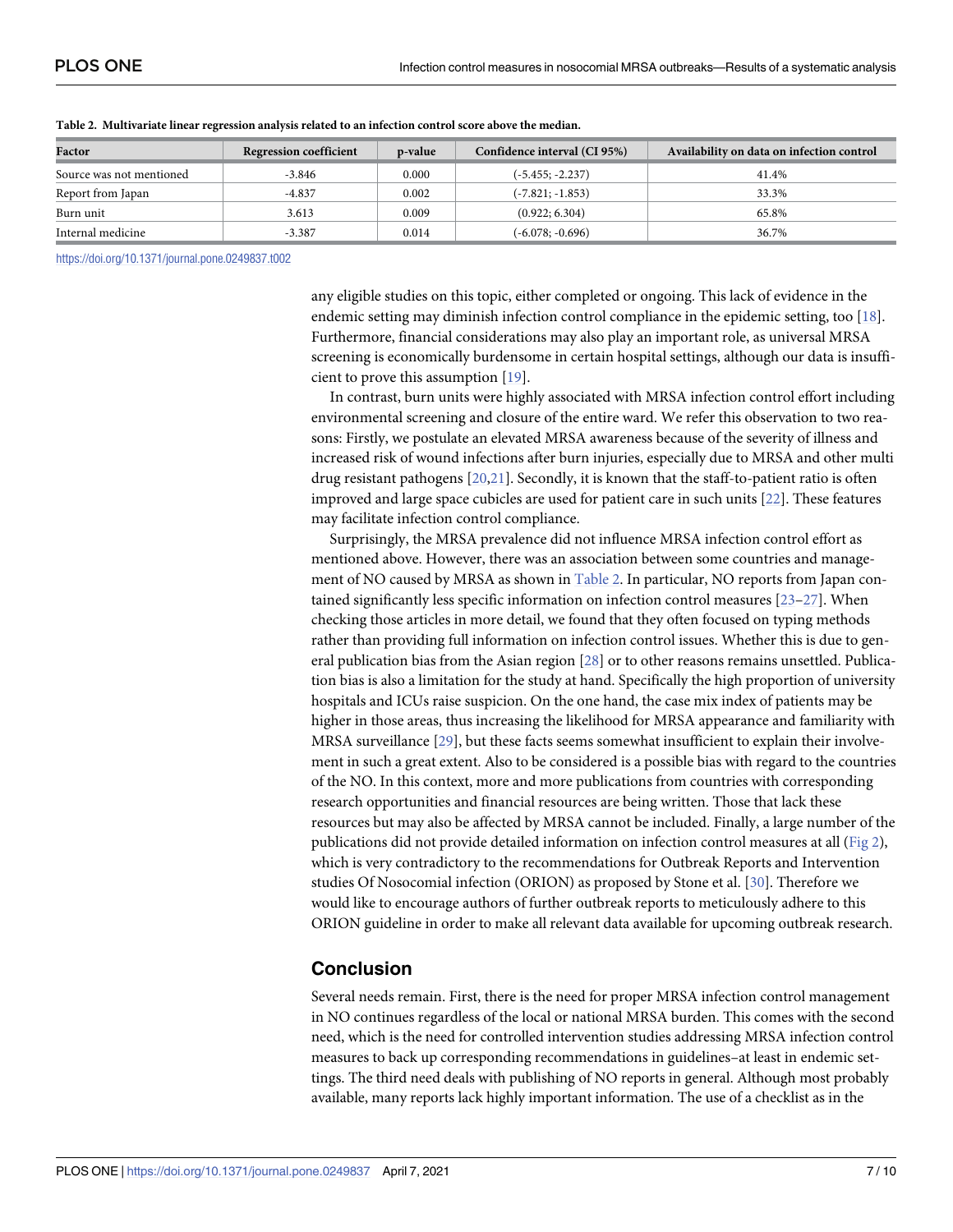**Table 2. Multivariate linear regression analysis related to an infection control score above the median.**

| Factor | Regression coefficient | p-value | Confidence interval (CI 95%) | Availability on data on infection control |
|---|---|---|---|---|
| Source was not mentioned | -3.846 | 0.000 | (-5.455; -2.237) | 41.4% |
| Report from Japan | -4.837 | 0.002 | (-7.821; -1.853) | 33.3% |
| Burn unit | 3.613 | 0.009 | (0.922; 6.304) | 65.8% |
| Internal medicine | -3.387 | 0.014 | (-6.078; -0.696) | 36.7% |

https://doi.org/10.1371/journal.pone.0249837.t002

any eligible studies on this topic, either completed or ongoing. This lack of evidence in the endemic setting may diminish infection control compliance in the epidemic setting, too [18]. Furthermore, financial considerations may also play an important role, as universal MRSA screening is economically burdensome in certain hospital settings, although our data is insufficient to prove this assumption [19].

In contrast, burn units were highly associated with MRSA infection control effort including environmental screening and closure of the entire ward. We refer this observation to two reasons: Firstly, we postulate an elevated MRSA awareness because of the severity of illness and increased risk of wound infections after burn injuries, especially due to MRSA and other multi drug resistant pathogens [20,21]. Secondly, it is known that the staff-to-patient ratio is often improved and large space cubicles are used for patient care in such units [22]. These features may facilitate infection control compliance.

Surprisingly, the MRSA prevalence did not influence MRSA infection control effort as mentioned above. However, there was an association between some countries and management of NO caused by MRSA as shown in Table 2. In particular, NO reports from Japan contained significantly less specific information on infection control measures [23–27]. When checking those articles in more detail, we found that they often focused on typing methods rather than providing full information on infection control issues. Whether this is due to general publication bias from the Asian region [28] or to other reasons remains unsettled. Publication bias is also a limitation for the study at hand. Specifically the high proportion of university hospitals and ICUs raise suspicion. On the one hand, the case mix index of patients may be higher in those areas, thus increasing the likelihood for MRSA appearance and familiarity with MRSA surveillance [29], but these facts seems somewhat insufficient to explain their involvement in such a great extent. Also to be considered is a possible bias with regard to the countries of the NO. In this context, more and more publications from countries with corresponding research opportunities and financial resources are being written. Those that lack these resources but may also be affected by MRSA cannot be included. Finally, a large number of the publications did not provide detailed information on infection control measures at all (Fig 2), which is very contradictory to the recommendations for Outbreak Reports and Intervention studies Of Nosocomial infection (ORION) as proposed by Stone et al. [30]. Therefore we would like to encourage authors of further outbreak reports to meticulously adhere to this ORION guideline in order to make all relevant data available for upcoming outbreak research.

## Conclusion

Several needs remain. First, there is the need for proper MRSA infection control management in NO continues regardless of the local or national MRSA burden. This comes with the second need, which is the need for controlled intervention studies addressing MRSA infection control measures to back up corresponding recommendations in guidelines–at least in endemic settings. The third need deals with publishing of NO reports in general. Although most probably available, many reports lack highly important information. The use of a checklist as in the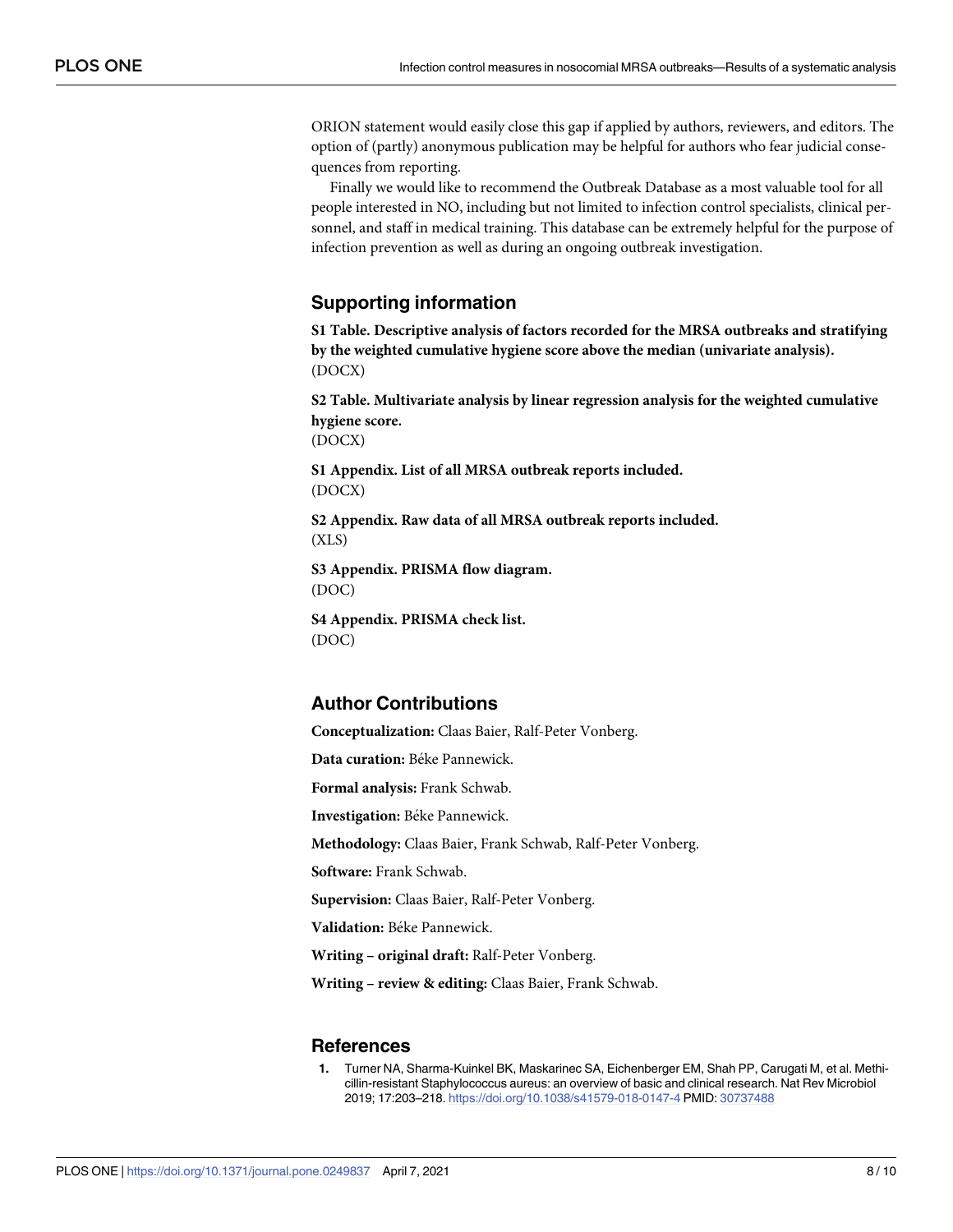ORION statement would easily close this gap if applied by authors, reviewers, and editors. The option of (partly) anonymous publication may be helpful for authors who fear judicial consequences from reporting.

Finally we would like to recommend the Outbreak Database as a most valuable tool for all people interested in NO, including but not limited to infection control specialists, clinical personnel, and staff in medical training. This database can be extremely helpful for the purpose of infection prevention as well as during an ongoing outbreak investigation.

## Supporting information

**S1 Table. Descriptive analysis of factors recorded for the MRSA outbreaks and stratifying by the weighted cumulative hygiene score above the median (univariate analysis).**
(DOCX)

**S2 Table. Multivariate analysis by linear regression analysis for the weighted cumulative hygiene score.**
(DOCX)

**S1 Appendix. List of all MRSA outbreak reports included.**
(DOCX)

**S2 Appendix. Raw data of all MRSA outbreak reports included.**
(XLS)

**S3 Appendix. PRISMA flow diagram.**
(DOC)

**S4 Appendix. PRISMA check list.**
(DOC)

## Author Contributions

**Conceptualization:** Claas Baier, Ralf-Peter Vonberg.

**Data curation:** Béke Pannewick.

**Formal analysis:** Frank Schwab.

**Investigation:** Béke Pannewick.

**Methodology:** Claas Baier, Frank Schwab, Ralf-Peter Vonberg.

**Software:** Frank Schwab.

**Supervision:** Claas Baier, Ralf-Peter Vonberg.

**Validation:** Béke Pannewick.

**Writing – original draft:** Ralf-Peter Vonberg.

**Writing – review & editing:** Claas Baier, Frank Schwab.

## References

1. Turner NA, Sharma-Kuinkel BK, Maskarinec SA, Eichenberger EM, Shah PP, Carugati M, et al. Methicillin-resistant Staphylococcus aureus: an overview of basic and clinical research. Nat Rev Microbiol 2019; 17:203–218. https://doi.org/10.1038/s41579-018-0147-4 PMID: 30737488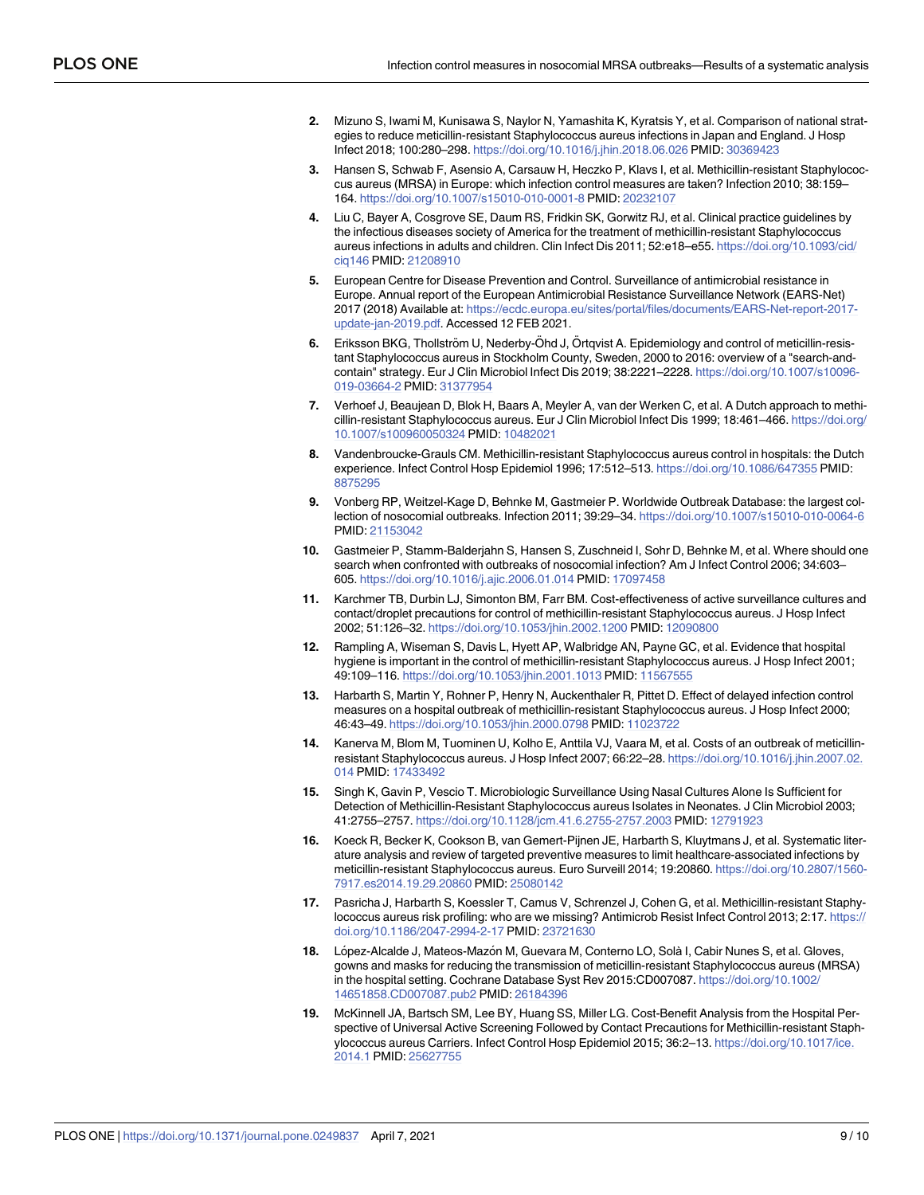2. Mizuno S, Iwami M, Kunisawa S, Naylor N, Yamashita K, Kyratsis Y, et al. Comparison of national strategies to reduce meticillin-resistant Staphylococcus aureus infections in Japan and England. J Hosp Infect 2018; 100:280–298. https://doi.org/10.1016/j.jhin.2018.06.026 PMID: 30369423
3. Hansen S, Schwab F, Asensio A, Carsauw H, Heczko P, Klavs I, et al. Methicillin-resistant Staphylococcus aureus (MRSA) in Europe: which infection control measures are taken? Infection 2010; 38:159–164. https://doi.org/10.1007/s15010-010-0001-8 PMID: 20232107
4. Liu C, Bayer A, Cosgrove SE, Daum RS, Fridkin SK, Gorwitz RJ, et al. Clinical practice guidelines by the infectious diseases society of America for the treatment of methicillin-resistant Staphylococcus aureus infections in adults and children. Clin Infect Dis 2011; 52:e18–e55. https://doi.org/10.1093/cid/ciq146 PMID: 21208910
5. European Centre for Disease Prevention and Control. Surveillance of antimicrobial resistance in Europe. Annual report of the European Antimicrobial Resistance Surveillance Network (EARS-Net) 2017 (2018) Available at: https://ecdc.europa.eu/sites/portal/files/documents/EARS-Net-report-2017-update-jan-2019.pdf. Accessed 12 FEB 2021.
6. Eriksson BKG, Thollström U, Nederby-Öhd J, Örtqvist A. Epidemiology and control of meticillin-resistant Staphylococcus aureus in Stockholm County, Sweden, 2000 to 2016: overview of a "search-and-contain" strategy. Eur J Clin Microbiol Infect Dis 2019; 38:2221–2228. https://doi.org/10.1007/s10096-019-03664-2 PMID: 31377954
7. Verhoef J, Beaujean D, Blok H, Baars A, Meyler A, van der Werken C, et al. A Dutch approach to methicillin-resistant Staphylococcus aureus. Eur J Clin Microbiol Infect Dis 1999; 18:461–466. https://doi.org/10.1007/s100960050324 PMID: 10482021
8. Vandenbroucke-Grauls CM. Methicillin-resistant Staphylococcus aureus control in hospitals: the Dutch experience. Infect Control Hosp Epidemiol 1996; 17:512–513. https://doi.org/10.1086/647355 PMID: 8875295
9. Vonberg RP, Weitzel-Kage D, Behnke M, Gastmeier P. Worldwide Outbreak Database: the largest collection of nosocomial outbreaks. Infection 2011; 39:29–34. https://doi.org/10.1007/s15010-010-0064-6 PMID: 21153042
10. Gastmeier P, Stamm-Balderjahn S, Hansen S, Zuschneid I, Sohr D, Behnke M, et al. Where should one search when confronted with outbreaks of nosocomial infection? Am J Infect Control 2006; 34:603–605. https://doi.org/10.1016/j.ajic.2006.01.014 PMID: 17097458
11. Karchmer TB, Durbin LJ, Simonton BM, Farr BM. Cost-effectiveness of active surveillance cultures and contact/droplet precautions for control of methicillin-resistant Staphylococcus aureus. J Hosp Infect 2002; 51:126–32. https://doi.org/10.1053/jhin.2002.1200 PMID: 12090800
12. Rampling A, Wiseman S, Davis L, Hyett AP, Walbridge AN, Payne GC, et al. Evidence that hospital hygiene is important in the control of methicillin-resistant Staphylococcus aureus. J Hosp Infect 2001; 49:109–116. https://doi.org/10.1053/jhin.2001.1013 PMID: 11567555
13. Harbarth S, Martin Y, Rohner P, Henry N, Auckenthaler R, Pittet D. Effect of delayed infection control measures on a hospital outbreak of methicillin-resistant Staphylococcus aureus. J Hosp Infect 2000; 46:43–49. https://doi.org/10.1053/jhin.2000.0798 PMID: 11023722
14. Kanerva M, Blom M, Tuominen U, Kolho E, Anttila VJ, Vaara M, et al. Costs of an outbreak of meticillin-resistant Staphylococcus aureus. J Hosp Infect 2007; 66:22–28. https://doi.org/10.1016/j.jhin.2007.02.014 PMID: 17433492
15. Singh K, Gavin P, Vescio T. Microbiologic Surveillance Using Nasal Cultures Alone Is Sufficient for Detection of Methicillin-Resistant Staphylococcus aureus Isolates in Neonates. J Clin Microbiol 2003; 41:2755–2757. https://doi.org/10.1128/jcm.41.6.2755-2757.2003 PMID: 12791923
16. Koeck R, Becker K, Cookson B, van Gemert-Pijnen JE, Harbarth S, Kluytmans J, et al. Systematic literature analysis and review of targeted preventive measures to limit healthcare-associated infections by meticillin-resistant Staphylococcus aureus. Euro Surveill 2014; 19:20860. https://doi.org/10.2807/1560-7917.es2014.19.29.20860 PMID: 25080142
17. Pasricha J, Harbarth S, Koessler T, Camus V, Schrenzel J, Cohen G, et al. Methicillin-resistant Staphylococcus aureus risk profiling: who are we missing? Antimicrob Resist Infect Control 2013; 2:17. https://doi.org/10.1186/2047-2994-2-17 PMID: 23721630
18. López-Alcalde J, Mateos-Mazón M, Guevara M, Conterno LO, Solà I, Cabir Nunes S, et al. Gloves, gowns and masks for reducing the transmission of meticillin-resistant Staphylococcus aureus (MRSA) in the hospital setting. Cochrane Database Syst Rev 2015:CD007087. https://doi.org/10.1002/14651858.CD007087.pub2 PMID: 26184396
19. McKinnell JA, Bartsch SM, Lee BY, Huang SS, Miller LG. Cost-Benefit Analysis from the Hospital Perspective of Universal Active Screening Followed by Contact Precautions for Methicillin-resistant Staphylococcus aureus Carriers. Infect Control Hosp Epidemiol 2015; 36:2–13. https://doi.org/10.1017/ice.2014.1 PMID: 25627755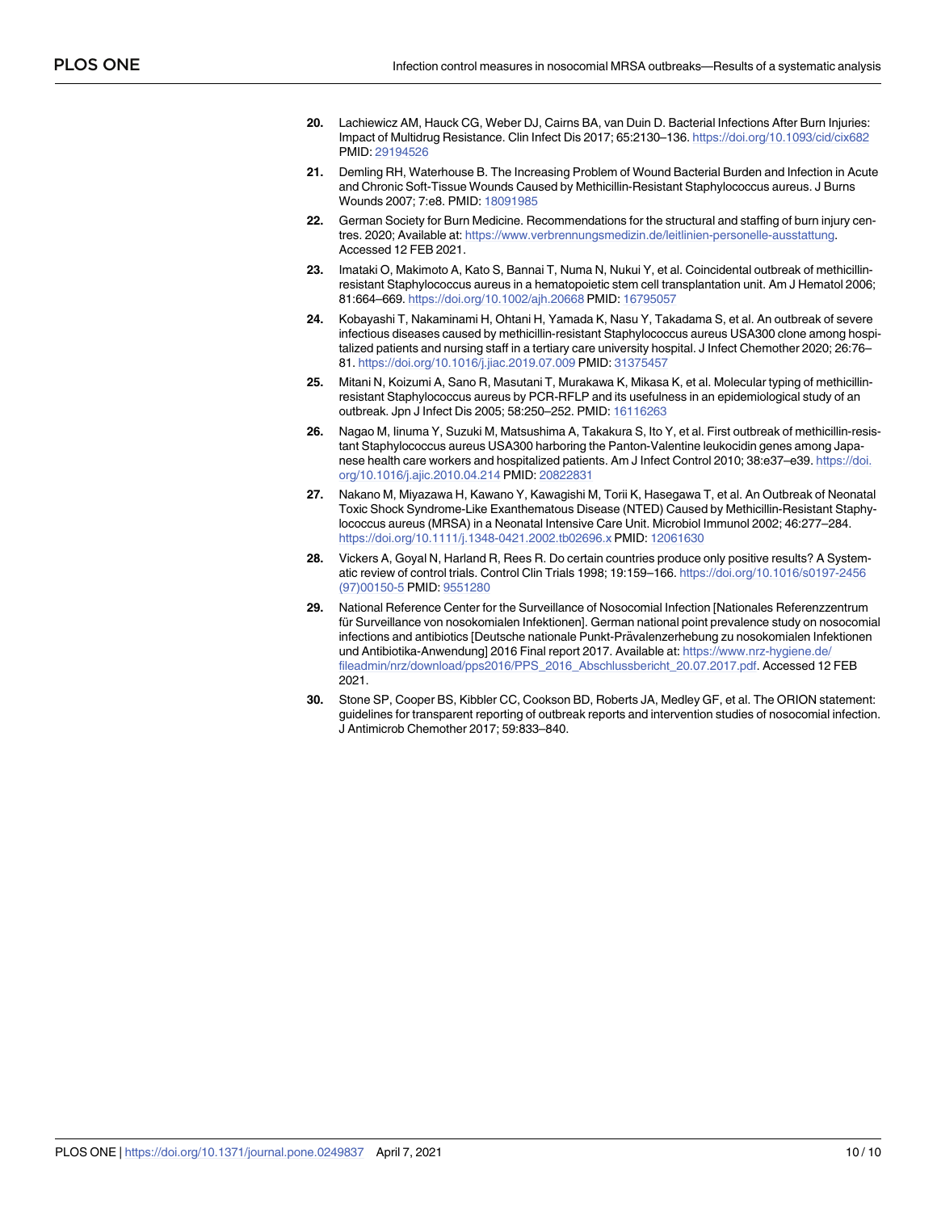20. Lachiewicz AM, Hauck CG, Weber DJ, Cairns BA, van Duin D. Bacterial Infections After Burn Injuries: Impact of Multidrug Resistance. Clin Infect Dis 2017; 65:2130–136. https://doi.org/10.1093/cid/cix682 PMID: 29194526

21. Demling RH, Waterhouse B. The Increasing Problem of Wound Bacterial Burden and Infection in Acute and Chronic Soft-Tissue Wounds Caused by Methicillin-Resistant Staphylococcus aureus. J Burns Wounds 2007; 7:e8. PMID: 18091985

22. German Society for Burn Medicine. Recommendations for the structural and staffing of burn injury centres. 2020; Available at: https://www.verbrennungsmedizin.de/leitlinien-personelle-ausstattung. Accessed 12 FEB 2021.

23. Imataki O, Makimoto A, Kato S, Bannai T, Numa N, Nukui Y, et al. Coincidental outbreak of methicillin-resistant Staphylococcus aureus in a hematopoietic stem cell transplantation unit. Am J Hematol 2006; 81:664–669. https://doi.org/10.1002/ajh.20668 PMID: 16795057

24. Kobayashi T, Nakaminami H, Ohtani H, Yamada K, Nasu Y, Takadama S, et al. An outbreak of severe infectious diseases caused by methicillin-resistant Staphylococcus aureus USA300 clone among hospitalized patients and nursing staff in a tertiary care university hospital. J Infect Chemother 2020; 26:76–81. https://doi.org/10.1016/j.jiac.2019.07.009 PMID: 31375457

25. Mitani N, Koizumi A, Sano R, Masutani T, Murakawa K, Mikasa K, et al. Molecular typing of methicillin-resistant Staphylococcus aureus by PCR-RFLP and its usefulness in an epidemiological study of an outbreak. Jpn J Infect Dis 2005; 58:250–252. PMID: 16116263

26. Nagao M, Iinuma Y, Suzuki M, Matsushima A, Takakura S, Ito Y, et al. First outbreak of methicillin-resistant Staphylococcus aureus USA300 harboring the Panton-Valentine leukocidin genes among Japanese health care workers and hospitalized patients. Am J Infect Control 2010; 38:e37–e39. https://doi.org/10.1016/j.ajic.2010.04.214 PMID: 20822831

27. Nakano M, Miyazawa H, Kawano Y, Kawagishi M, Torii K, Hasegawa T, et al. An Outbreak of Neonatal Toxic Shock Syndrome-Like Exanthematous Disease (NTED) Caused by Methicillin-Resistant Staphylococcus aureus (MRSA) in a Neonatal Intensive Care Unit. Microbiol Immunol 2002; 46:277–284. https://doi.org/10.1111/j.1348-0421.2002.tb02696.x PMID: 12061630

28. Vickers A, Goyal N, Harland R, Rees R. Do certain countries produce only positive results? A Systematic review of control trials. Control Clin Trials 1998; 19:159–166. https://doi.org/10.1016/s0197-2456(97)00150-5 PMID: 9551280

29. National Reference Center for the Surveillance of Nosocomial Infection [Nationales Referenzzentrum für Surveillance von nosokomialen Infektionen]. German national point prevalence study on nosocomial infections and antibiotics [Deutsche nationale Punkt-Prävalenzerhebung zu nosokomialen Infektionen und Antibiotika-Anwendung] 2016 Final report 2017. Available at: https://www.nrz-hygiene.de/fileadmin/nrz/download/pps2016/PPS_2016_Abschlussbericht_20.07.2017.pdf. Accessed 12 FEB 2021.

30. Stone SP, Cooper BS, Kibbler CC, Cookson BD, Roberts JA, Medley GF, et al. The ORION statement: guidelines for transparent reporting of outbreak reports and intervention studies of nosocomial infection. J Antimicrob Chemother 2017; 59:833–840.